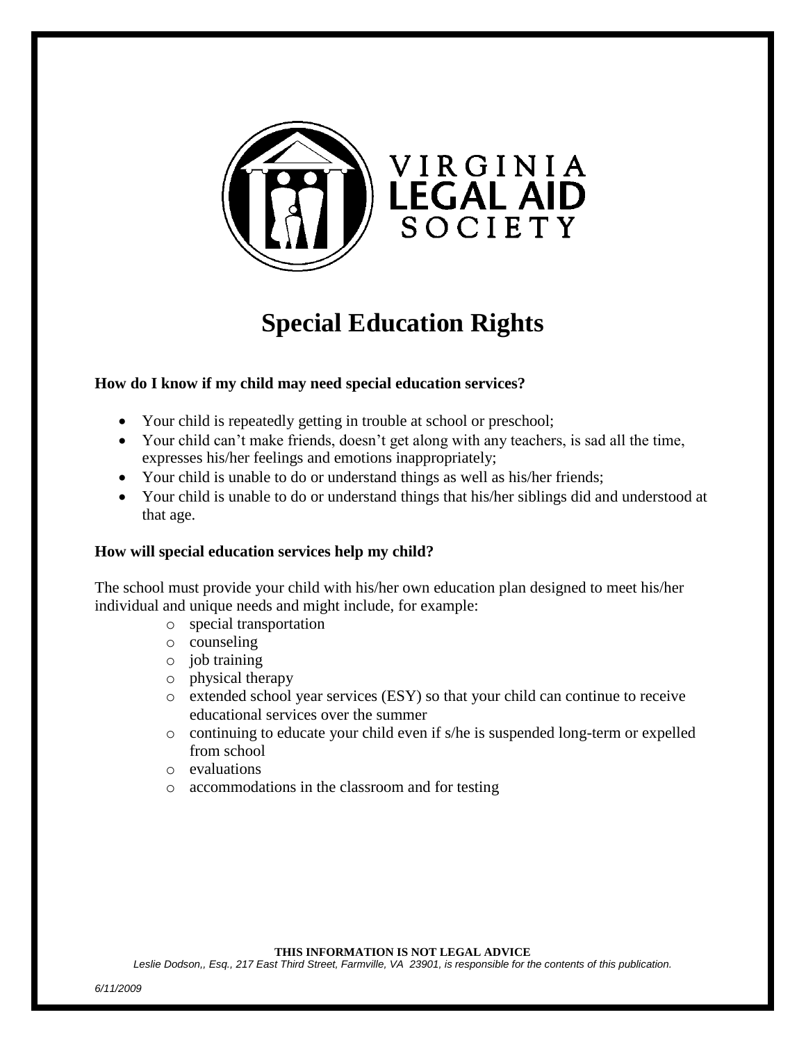VIRGINIA LEGAL AID SOCIETY

# Special Education Rights

**How do I know if my child may need special education services?**

- Your child is repeatedly getting in trouble at school or preschool;
- Your child can't make friends, doesn't get along with any teachers, is sad all the time, expresses his/her feelings and emotions inappropriately;
- Your child is unable to do or understand things as well as his/her friends;
- Your child is unable to do or understand things that his/her siblings did and understood at that age.

**How will special education services help my child?**

The school must provide your child with his/her own education plan designed to meet his/her individual and unique needs and might include, for example:

- special transportation
- counseling
- job training
- physical therapy
- extended school year services (ESY) so that your child can continue to receive educational services over the summer
- continuing to educate your child even if s/he is suspended long-term or expelled from school
- evaluations
- accommodations in the classroom and for testing

**THIS INFORMATION IS NOT LEGAL ADVICE**

*Leslie Dodson,, Esq., 217 East Third Street, Farmville, VA 23901, is responsible for the contents of this publication.*

*6/11/2009*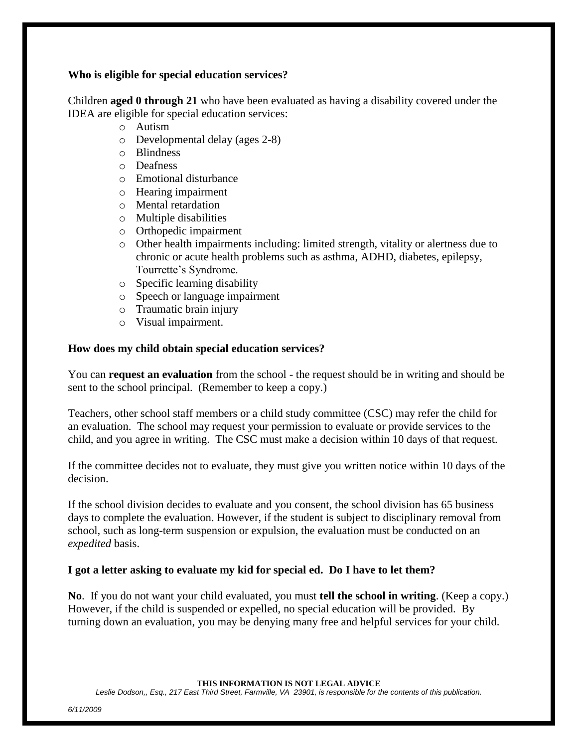**Who is eligible for special education services?**

Children **aged 0 through 21** who have been evaluated as having a disability covered under the IDEA are eligible for special education services:

- Autism
- Developmental delay (ages 2-8)
- Blindness
- Deafness
- Emotional disturbance
- Hearing impairment
- Mental retardation
- Multiple disabilities
- Orthopedic impairment
- Other health impairments including: limited strength, vitality or alertness due to chronic or acute health problems such as asthma, ADHD, diabetes, epilepsy, Tourrette's Syndrome.
- Specific learning disability
- Speech or language impairment
- Traumatic brain injury
- Visual impairment.

**How does my child obtain special education services?**

You can **request an evaluation** from the school - the request should be in writing and should be sent to the school principal. (Remember to keep a copy.)

Teachers, other school staff members or a child study committee (CSC) may refer the child for an evaluation. The school may request your permission to evaluate or provide services to the child, and you agree in writing. The CSC must make a decision within 10 days of that request.

If the committee decides not to evaluate, they must give you written notice within 10 days of the decision.

If the school division decides to evaluate and you consent, the school division has 65 business days to complete the evaluation. However, if the student is subject to disciplinary removal from school, such as long-term suspension or expulsion, the evaluation must be conducted on an *expedited* basis.

**I got a letter asking to evaluate my kid for special ed. Do I have to let them?**

**No**. If you do not want your child evaluated, you must **tell the school in writing**. (Keep a copy.) However, if the child is suspended or expelled, no special education will be provided. By turning down an evaluation, you may be denying many free and helpful services for your child.

**THIS INFORMATION IS NOT LEGAL ADVICE**

*Leslie Dodson,, Esq., 217 East Third Street, Farmville, VA 23901, is responsible for the contents of this publication.*

*6/11/2009*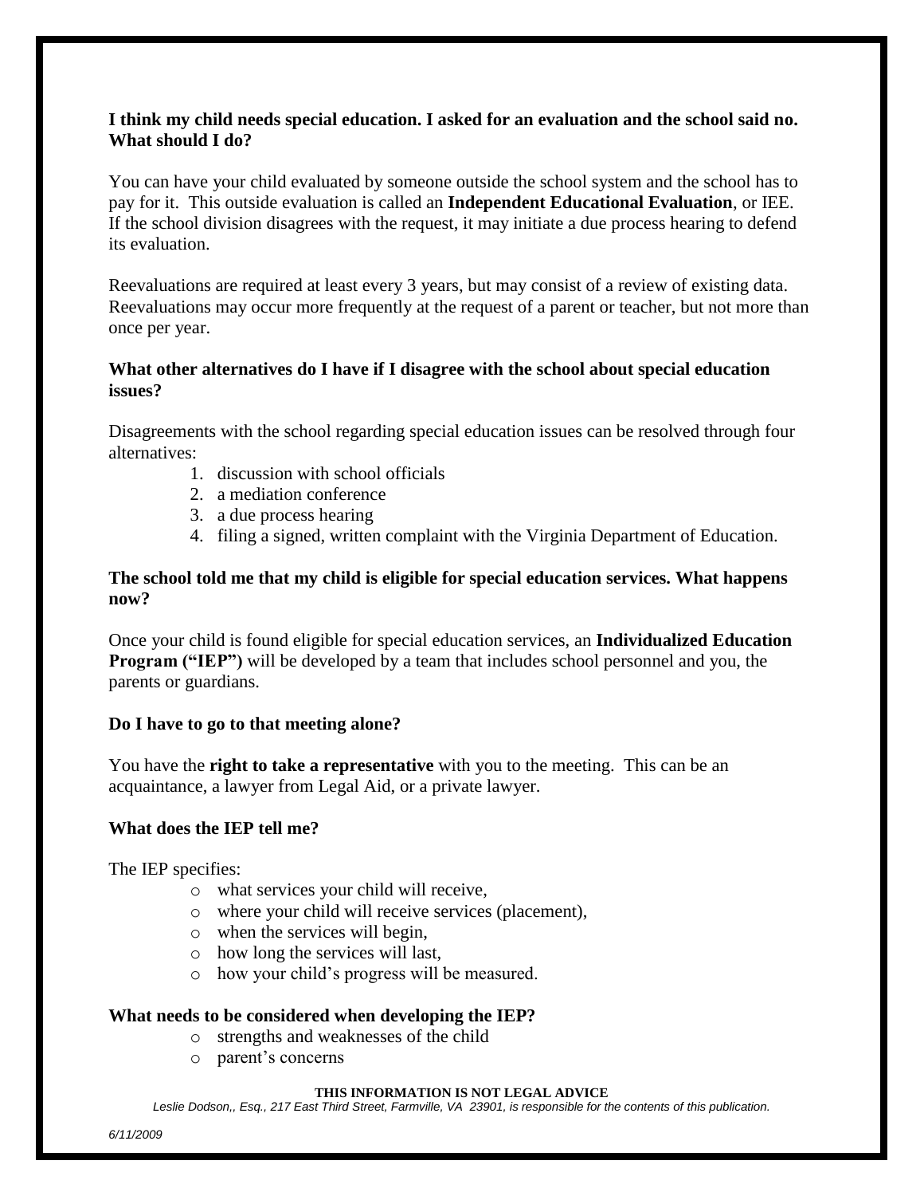**I think my child needs special education. I asked for an evaluation and the school said no. What should I do?**

You can have your child evaluated by someone outside the school system and the school has to pay for it. This outside evaluation is called an **Independent Educational Evaluation**, or IEE. If the school division disagrees with the request, it may initiate a due process hearing to defend its evaluation.

Reevaluations are required at least every 3 years, but may consist of a review of existing data. Reevaluations may occur more frequently at the request of a parent or teacher, but not more than once per year.

**What other alternatives do I have if I disagree with the school about special education issues?**

Disagreements with the school regarding special education issues can be resolved through four alternatives:

1. discussion with school officials
2. a mediation conference
3. a due process hearing
4. filing a signed, written complaint with the Virginia Department of Education.

**The school told me that my child is eligible for special education services. What happens now?**

Once your child is found eligible for special education services, an **Individualized Education Program ("IEP")** will be developed by a team that includes school personnel and you, the parents or guardians.

**Do I have to go to that meeting alone?**

You have the **right to take a representative** with you to the meeting. This can be an acquaintance, a lawyer from Legal Aid, or a private lawyer.

**What does the IEP tell me?**

The IEP specifies:

- what services your child will receive,
- where your child will receive services (placement),
- when the services will begin,
- how long the services will last,
- how your child's progress will be measured.

**What needs to be considered when developing the IEP?**

- strengths and weaknesses of the child
- parent's concerns

**THIS INFORMATION IS NOT LEGAL ADVICE**

*Leslie Dodson,, Esq., 217 East Third Street, Farmville, VA 23901, is responsible for the contents of this publication.*

*6/11/2009*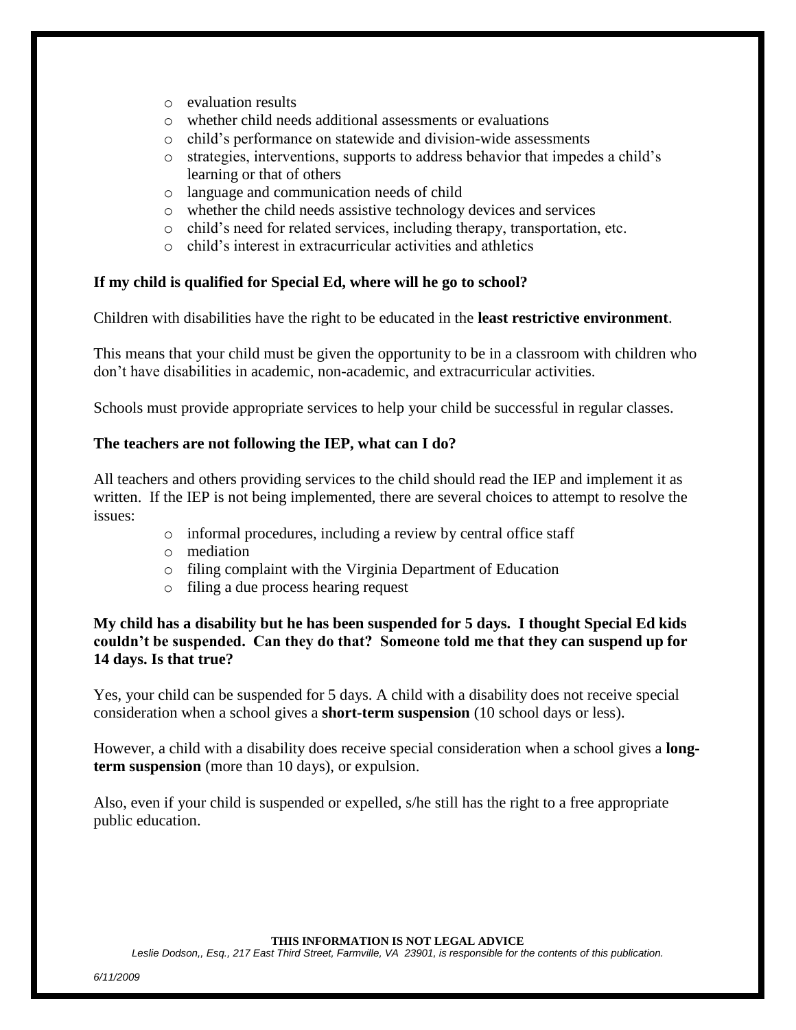- evaluation results
- whether child needs additional assessments or evaluations
- child's performance on statewide and division-wide assessments
- strategies, interventions, supports to address behavior that impedes a child's learning or that of others
- language and communication needs of child
- whether the child needs assistive technology devices and services
- child's need for related services, including therapy, transportation, etc.
- child's interest in extracurricular activities and athletics

**If my child is qualified for Special Ed, where will he go to school?**

Children with disabilities have the right to be educated in the **least restrictive environment**.

This means that your child must be given the opportunity to be in a classroom with children who don't have disabilities in academic, non-academic, and extracurricular activities.

Schools must provide appropriate services to help your child be successful in regular classes.

**The teachers are not following the IEP, what can I do?**

All teachers and others providing services to the child should read the IEP and implement it as written. If the IEP is not being implemented, there are several choices to attempt to resolve the issues:

- informal procedures, including a review by central office staff
- mediation
- filing complaint with the Virginia Department of Education
- filing a due process hearing request

**My child has a disability but he has been suspended for 5 days. I thought Special Ed kids couldn't be suspended. Can they do that? Someone told me that they can suspend up for 14 days. Is that true?**

Yes, your child can be suspended for 5 days. A child with a disability does not receive special consideration when a school gives a **short-term suspension** (10 school days or less).

However, a child with a disability does receive special consideration when a school gives a **long-term suspension** (more than 10 days), or expulsion.

Also, even if your child is suspended or expelled, s/he still has the right to a free appropriate public education.

**THIS INFORMATION IS NOT LEGAL ADVICE**

*Leslie Dodson,, Esq., 217 East Third Street, Farmville, VA 23901, is responsible for the contents of this publication.*

*6/11/2009*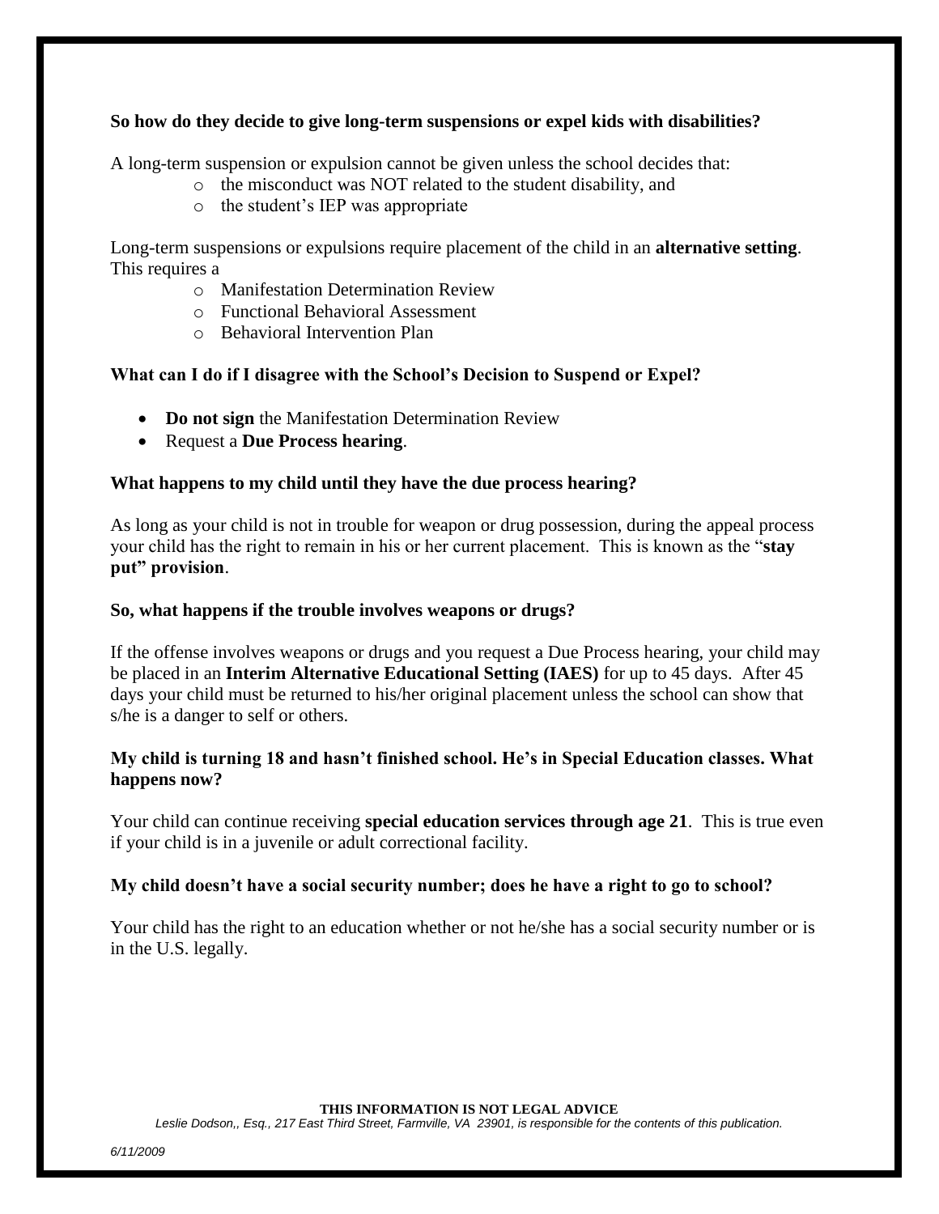**So how do they decide to give long-term suspensions or expel kids with disabilities?**

A long-term suspension or expulsion cannot be given unless the school decides that:

- the misconduct was NOT related to the student disability, and
- the student's IEP was appropriate

Long-term suspensions or expulsions require placement of the child in an **alternative setting**. This requires a

- Manifestation Determination Review
- Functional Behavioral Assessment
- Behavioral Intervention Plan

**What can I do if I disagree with the School's Decision to Suspend or Expel?**

- **Do not sign** the Manifestation Determination Review
- Request a **Due Process hearing**.

**What happens to my child until they have the due process hearing?**

As long as your child is not in trouble for weapon or drug possession, during the appeal process your child has the right to remain in his or her current placement. This is known as the "**stay put" provision**.

**So, what happens if the trouble involves weapons or drugs?**

If the offense involves weapons or drugs and you request a Due Process hearing, your child may be placed in an **Interim Alternative Educational Setting (IAES)** for up to 45 days. After 45 days your child must be returned to his/her original placement unless the school can show that s/he is a danger to self or others.

**My child is turning 18 and hasn't finished school. He's in Special Education classes. What happens now?**

Your child can continue receiving **special education services through age 21**. This is true even if your child is in a juvenile or adult correctional facility.

**My child doesn't have a social security number; does he have a right to go to school?**

Your child has the right to an education whether or not he/she has a social security number or is in the U.S. legally.

**THIS INFORMATION IS NOT LEGAL ADVICE**

*Leslie Dodson,, Esq., 217 East Third Street, Farmville, VA 23901, is responsible for the contents of this publication.*

*6/11/2009*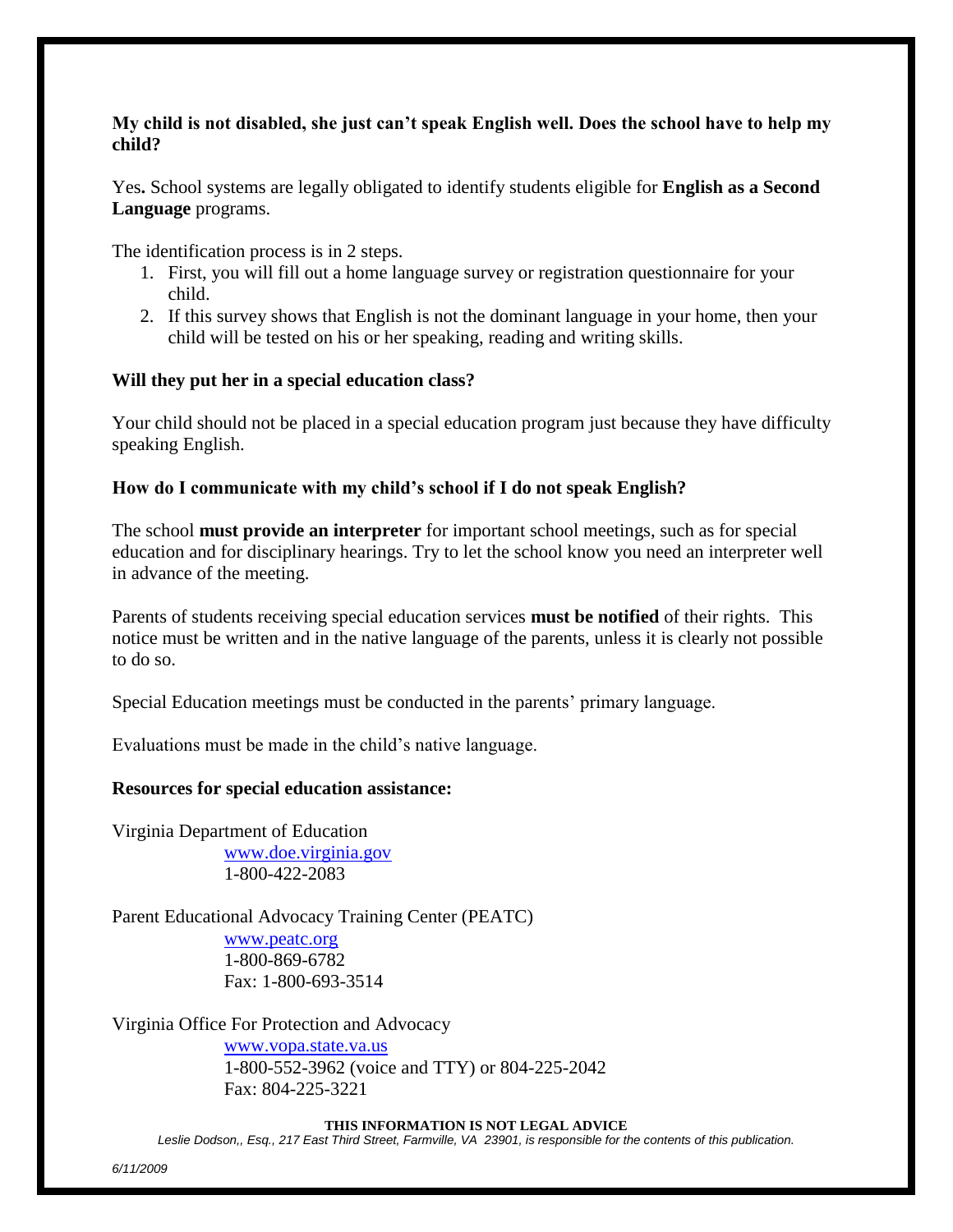### My child is not disabled, she just can't speak English well. Does the school have to help my child?

Yes**.** School systems are legally obligated to identify students eligible for **English as a Second Language** programs.

The identification process is in 2 steps.

1. First, you will fill out a home language survey or registration questionnaire for your child.
2. If this survey shows that English is not the dominant language in your home, then your child will be tested on his or her speaking, reading and writing skills.

### Will they put her in a special education class?

Your child should not be placed in a special education program just because they have difficulty speaking English.

### How do I communicate with my child's school if I do not speak English?

The school **must provide an interpreter** for important school meetings, such as for special education and for disciplinary hearings. Try to let the school know you need an interpreter well in advance of the meeting.

Parents of students receiving special education services **must be notified** of their rights. This notice must be written and in the native language of the parents, unless it is clearly not possible to do so.

Special Education meetings must be conducted in the parents' primary language.

Evaluations must be made in the child's native language.

### Resources for special education assistance:

Virginia Department of Education
www.doe.virginia.gov
1-800-422-2083

Parent Educational Advocacy Training Center (PEATC)
www.peatc.org
1-800-869-6782
Fax: 1-800-693-3514

Virginia Office For Protection and Advocacy
www.vopa.state.va.us
1-800-552-3962 (voice and TTY) or 804-225-2042
Fax: 804-225-3221

**THIS INFORMATION IS NOT LEGAL ADVICE**

*Leslie Dodson,, Esq., 217 East Third Street, Farmville, VA 23901, is responsible for the contents of this publication.*

*6/11/2009*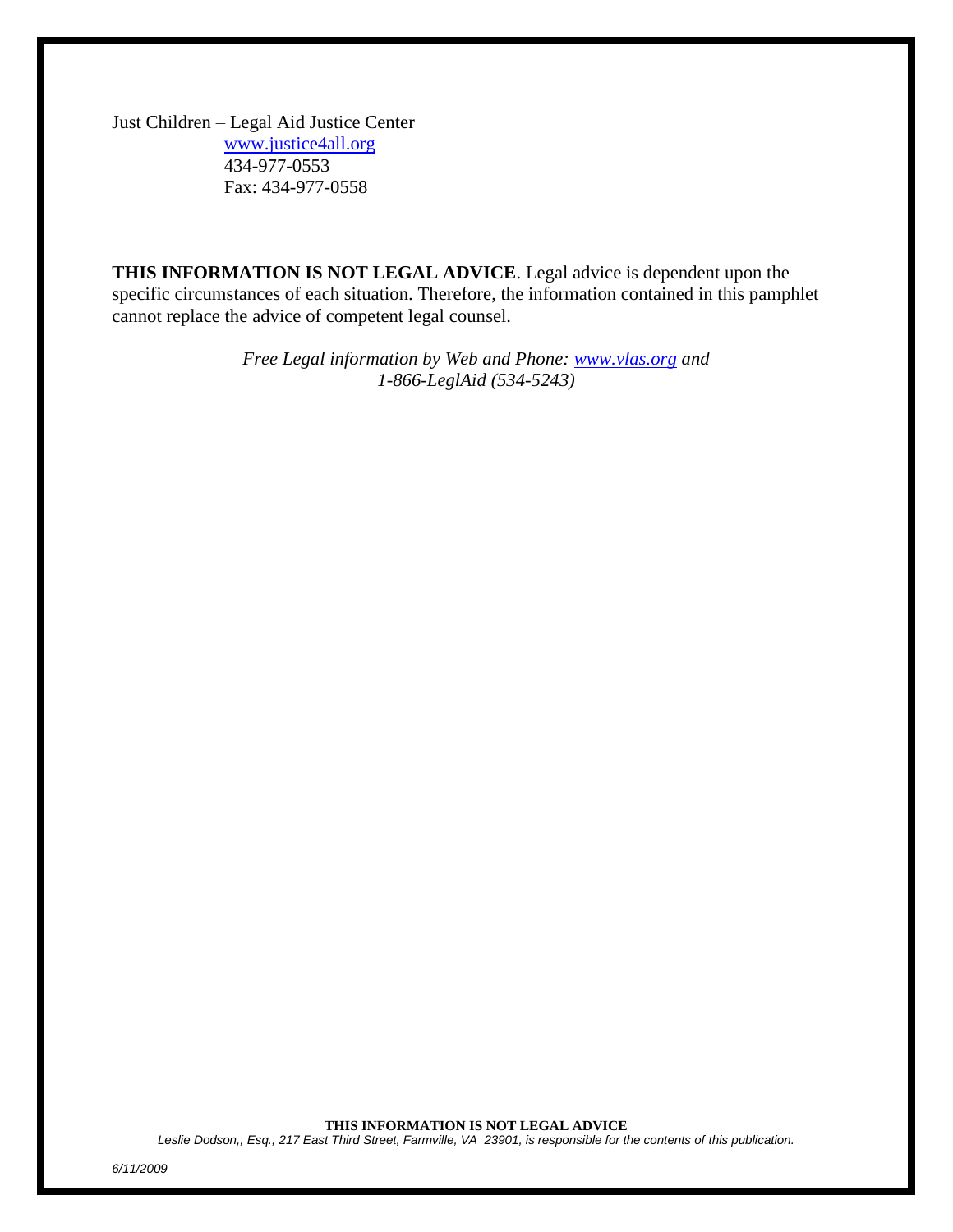Just Children – Legal Aid Justice Center
www.justice4all.org
434-977-0553
Fax: 434-977-0558

**THIS INFORMATION IS NOT LEGAL ADVICE**. Legal advice is dependent upon the specific circumstances of each situation. Therefore, the information contained in this pamphlet cannot replace the advice of competent legal counsel.

*Free Legal information by Web and Phone: www.vlas.org and 1-866-LeglAid (534-5243)*

**THIS INFORMATION IS NOT LEGAL ADVICE**

*Leslie Dodson,, Esq., 217 East Third Street, Farmville, VA 23901, is responsible for the contents of this publication.*

*6/11/2009*